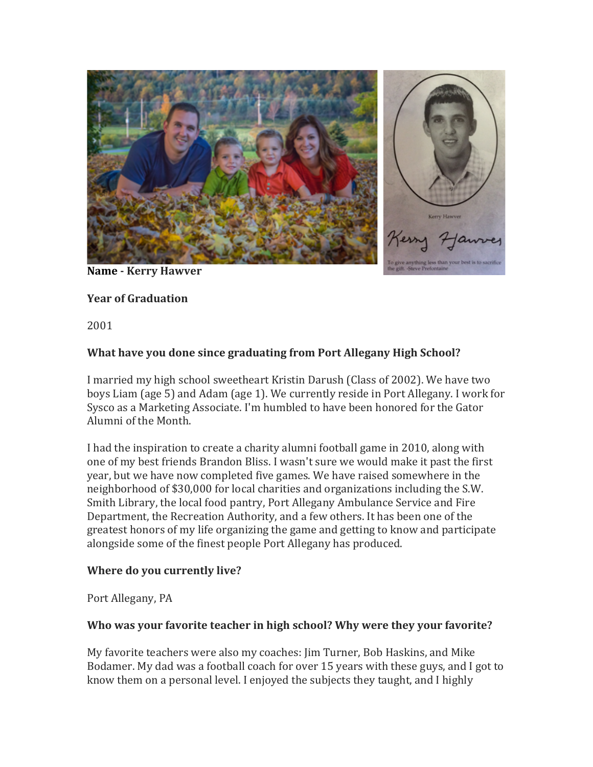**Name - Kerry Hawver**

**Year of Graduation**

2001

**What have you done since graduating from Port Allegany High School?**

I married my high school sweetheart Kristin Darush (Class of 2002). We have two boys Liam (age 5) and Adam (age 1). We currently reside in Port Allegany. I work for Sysco as a Marketing Associate. I'm humbled to have been honored for the Gator Alumni of the Month.

I had the inspiration to create a charity alumni football game in 2010, along with one of my best friends Brandon Bliss. I wasn't sure we would make it past the first year, but we have now completed five games. We have raised somewhere in the neighborhood of $30,000 for local charities and organizations including the S.W. Smith Library, the local food pantry, Port Allegany Ambulance Service and Fire Department, the Recreation Authority, and a few others. It has been one of the greatest honors of my life organizing the game and getting to know and participate alongside some of the finest people Port Allegany has produced.

**Where do you currently live?**

Port Allegany, PA

**Who was your favorite teacher in high school? Why were they your favorite?**

My favorite teachers were also my coaches: Jim Turner, Bob Haskins, and Mike Bodamer. My dad was a football coach for over 15 years with these guys, and I got to know them on a personal level. I enjoyed the subjects they taught, and I highly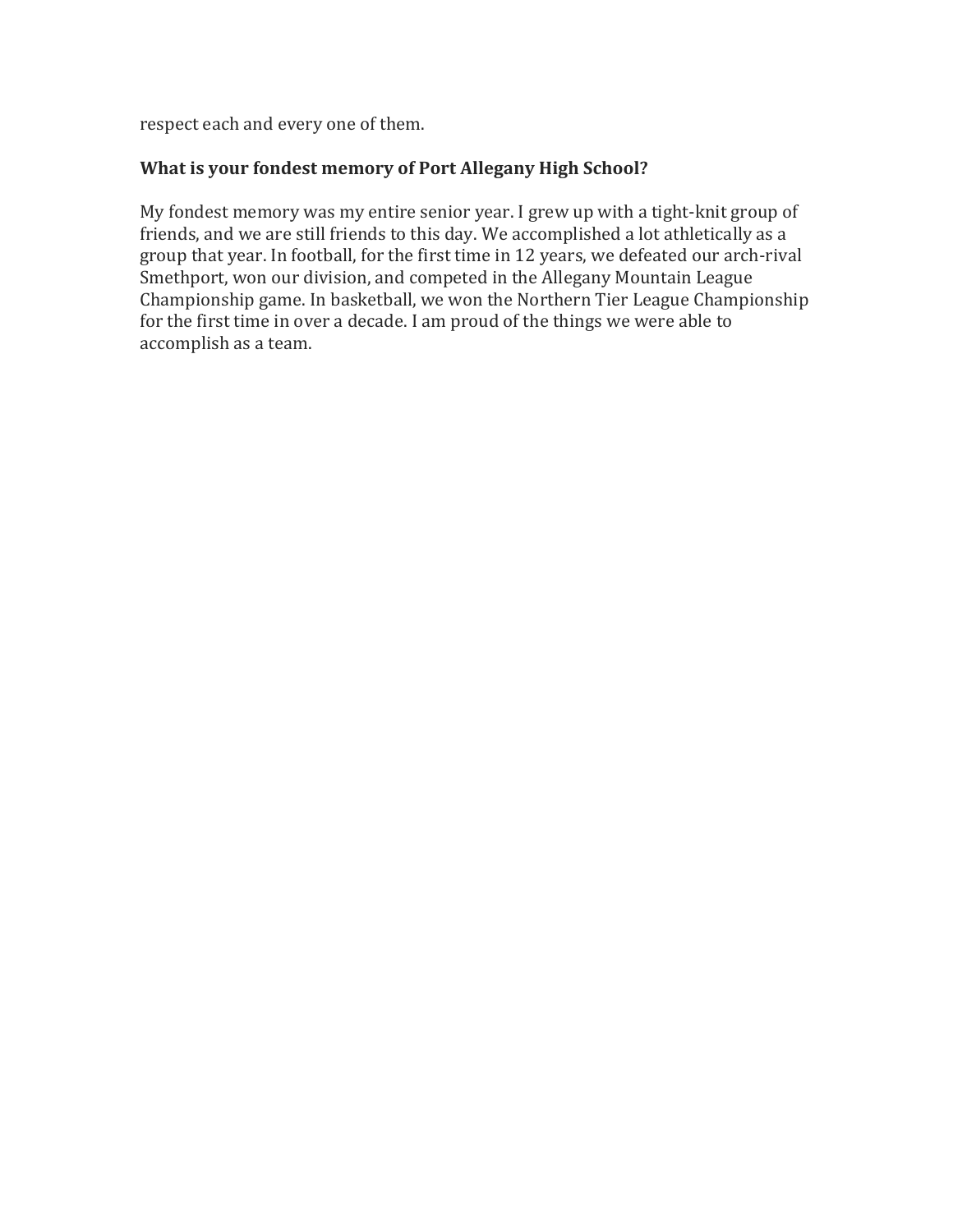respect each and every one of them.

**What is your fondest memory of Port Allegany High School?**

My fondest memory was my entire senior year. I grew up with a tight-knit group of friends, and we are still friends to this day. We accomplished a lot athletically as a group that year. In football, for the first time in 12 years, we defeated our arch-rival Smethport, won our division, and competed in the Allegany Mountain League Championship game. In basketball, we won the Northern Tier League Championship for the first time in over a decade. I am proud of the things we were able to accomplish as a team.